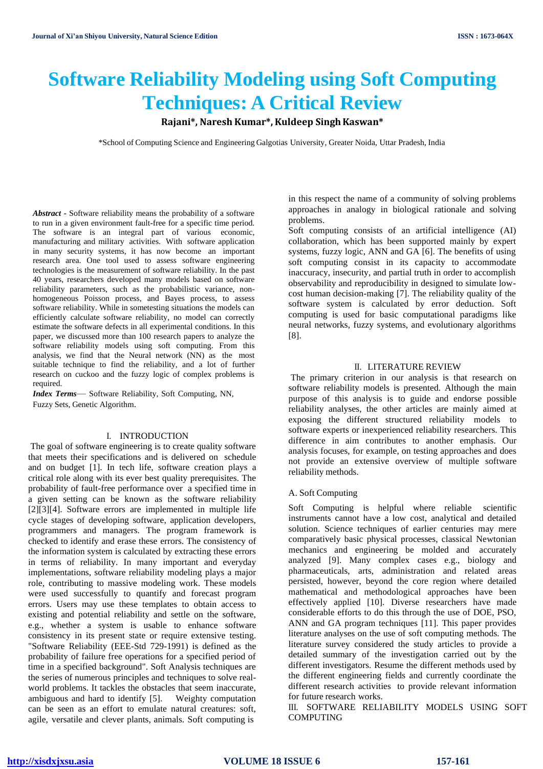# Software Reliability Modeling using Soft Computing Techniques: A Critical Review

**Rajani\*, Naresh Kumar\*, Kuldeep Singh Kaswan\***

\*School of Computing Science and Engineering Galgotias University, Greater Noida, Uttar Pradesh, India

***Abstract*** - Software reliability means the probability of a software to run in a given environment fault-free for a specific time period. The software is an integral part of various economic, manufacturing and military activities. With software application in many security systems, it has now become an important research area. One tool used to assess software engineering technologies is the measurement of software reliability. In the past 40 years, researchers developed many models based on software reliability parameters, such as the probabilistic variance, non-homogeneous Poisson process, and Bayes process, to assess software reliability. While in sometesting situations the models can efficiently calculate software reliability, no model can correctly estimate the software defects in all experimental conditions. In this paper, we discussed more than 100 research papers to analyze the software reliability models using soft computing. From this analysis, we find that the Neural network (NN) as the most suitable technique to find the reliability, and a lot of further research on cuckoo and the fuzzy logic of complex problems is required.

***Index Terms***— Software Reliability, Soft Computing, NN, Fuzzy Sets, Genetic Algorithm.

## I. INTRODUCTION

The goal of software engineering is to create quality software that meets their specifications and is delivered on schedule and on budget [1]. In tech life, software creation plays a critical role along with its ever best quality prerequisites. The probability of fault-free performance over a specified time in a given setting can be known as the software reliability [2][3][4]. Software errors are implemented in multiple life cycle stages of developing software, application developers, programmers and managers. The program framework is checked to identify and erase these errors. The consistency of the information system is calculated by extracting these errors in terms of reliability. In many important and everyday implementations, software reliability modeling plays a major role, contributing to massive modeling work. These models were used successfully to quantify and forecast program errors. Users may use these templates to obtain access to existing and potential reliability and settle on the software, e.g., whether a system is usable to enhance software consistency in its present state or require extensive testing. "Software Reliability (EEE-Std 729-1991) is defined as the probability of failure free operations for a specified period of time in a specified background". Soft Analysis techniques are the series of numerous principles and techniques to solve real-world problems. It tackles the obstacles that seem inaccurate, ambiguous and hard to identify [5]. Weighty computation can be seen as an effort to emulate natural creatures: soft, agile, versatile and clever plants, animals. Soft computing is in this respect the name of a community of solving problems approaches in analogy in biological rationale and solving problems.

Soft computing consists of an artificial intelligence (AI) collaboration, which has been supported mainly by expert systems, fuzzy logic, ANN and GA [6]. The benefits of using soft computing consist in its capacity to accommodate inaccuracy, insecurity, and partial truth in order to accomplish observability and reproducibility in designed to simulate low-cost human decision-making [7]. The reliability quality of the software system is calculated by error deduction. Soft computing is used for basic computational paradigms like neural networks, fuzzy systems, and evolutionary algorithms [8].

## II. LITERATURE REVIEW

The primary criterion in our analysis is that research on software reliability models is presented. Although the main purpose of this analysis is to guide and endorse possible reliability analyses, the other articles are mainly aimed at exposing the different structured reliability models to software experts or inexperienced reliability researchers. This difference in aim contributes to another emphasis. Our analysis focuses, for example, on testing approaches and does not provide an extensive overview of multiple software reliability methods.

### A. Soft Computing

Soft Computing is helpful where reliable scientific instruments cannot have a low cost, analytical and detailed solution. Science techniques of earlier centuries may mere comparatively basic physical processes, classical Newtonian mechanics and engineering be molded and accurately analyzed [9]. Many complex cases e.g., biology and pharmaceuticals, arts, administration and related areas persisted, however, beyond the core region where detailed mathematical and methodological approaches have been effectively applied [10]. Diverse researchers have made considerable efforts to do this through the use of DOE, PSO, ANN and GA program techniques [11]. This paper provides literature analyses on the use of soft computing methods. The literature survey considered the study articles to provide a detailed summary of the investigation carried out by the different investigators. Resume the different methods used by the different engineering fields and currently coordinate the different research activities to provide relevant information for future research works.

## III. SOFTWARE RELIABILITY MODELS USING SOFT COMPUTING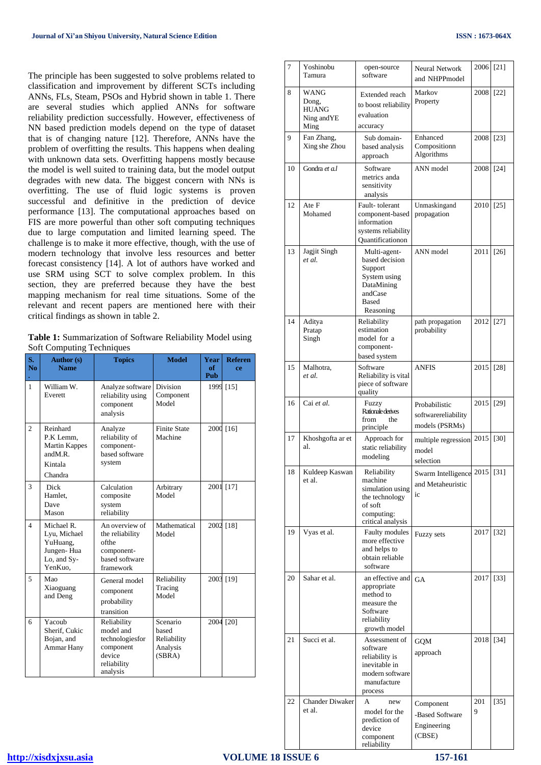The principle has been suggested to solve problems related to classification and improvement by different SCTs including ANNs, FLs, Steam, PSOs and Hybrid shown in table 1. There are several studies which applied ANNs for software reliability prediction successfully. However, effectiveness of NN based prediction models depend on the type of dataset that is of changing nature [12]. Therefore, ANNs have the problem of overfitting the results. This happens when dealing with unknown data sets. Overfitting happens mostly because the model is well suited to training data, but the model output degrades with new data. The biggest concern with NNs is overfitting. The use of fluid logic systems is proven successful and definitive in the prediction of device performance [13]. The computational approaches based on FIS are more powerful than other soft computing techniques due to large computation and limited learning speed. The challenge is to make it more effective, though, with the use of modern technology that involve less resources and better forecast consistency [14]. A lot of authors have worked and use SRM using SCT to solve complex problem. In this section, they are preferred because they have the best mapping mechanism for real time situations. Some of the relevant and recent papers are mentioned here with their critical findings as shown in table 2.

**Table 1:** Summarization of Software Reliability Model using Soft Computing Techniques

| S. No. | Author (s) Name | Topics | Model | Year of Pub | Reference |
|---|---|---|---|---|---|
| 1 | William W. Everett | Analyze software reliability using component analysis | Division Component Model | 1999 | [15] |
| 2 | Reinhard P.K Lemm, Martin Kappes andM.R. Kintala Chandra | Analyze reliability of component-based software system | Finite State Machine | 2000 | [16] |
| 3 | Dick Hamlet, Dave Mason | Calculation composite system reliability | Arbitrary Model | 2001 | [17] |
| 4 | Michael R. Lyu, Michael YuHuang, Jungen- Hua Lo, and Sy-YenKuo, | An overview of the reliability ofthe component-based software framework | Mathematical Model | 2002 | [18] |
| 5 | Mao Xiaoguang and Deng | General model component probability transition | Reliability Tracing Model | 2003 | [19] |
| 6 | Yacoub Sherif, Cukic Bojan, and Ammar Hany | Reliability model and technologiesfor component device reliability analysis | Scenario based Reliability Analysis (SBRA) | 2004 | [20] |
| 7 | Yoshinobu Tamura | open-source software | Neural Network and NHPPmodel | 2006 | [21] |
| 8 | WANG Dong, HUANG Ning andYE Ming | Extended reach to boost reliability evaluation accuracy | Markov Property | 2008 | [22] |
| 9 | Fan Zhang, Xing she Zhou | Sub domain-based analysis approach | Enhanced Compositionn Algorithms | 2008 | [23] |
| 10 | Gondra *et a.l* | Software metrics anda sensitivity analysis | ANN model | 2008 | [24] |
| 12 | Ate F Mohamed | Fault- tolerant component-based information systems reliability Quantificationon | Unmaskingand propagation | 2010 | [25] |
| 13 | Jagjit Singh *et al.* | Multi-agent-based decision Support System using DataMining andCase Based Reasoning | ANN model | 2011 | [26] |
| 14 | Aditya Pratap Singh | Reliability estimation model for a component-based system | path propagation probability | 2012 | [27] |
| 15 | Malhotra, *et al.* | Software Reliability is vital piece of software quality | ANFIS | 2015 | [28] |
| 16 | Cai *et al.* | Fuzzy Rationale derives from the principle | Probabilistic softwarereliability models (PSRMs) | 2015 | [29] |
| 17 | Khoshgofta ar et al. | Approach for static reliability modeling | multiple regression model selection | 2015 | [30] |
| 18 | Kuldeep Kaswan et al. | Reliability machine simulation using the technology of soft computing: critical analysis | Swarm Intelligence and Metaheuristic ic | 2015 | [31] |
| 19 | Vyas et al. | Faulty modules more effective and helps to obtain reliable software | Fuzzy sets | 2017 | [32] |
| 20 | Sahar et al. | an effective and appropriate method to measure the Software reliability growth model | GA | 2017 | [33] |
| 21 | Succi et al. | Assessment of software reliability is inevitable in modern software manufacture process | GQM approach | 2018 | [34] |
| 22 | Chander Diwaker et al. | A new model for the prediction of device component reliability | Component -Based Software Engineering (CBSE) | 2019 | [35] |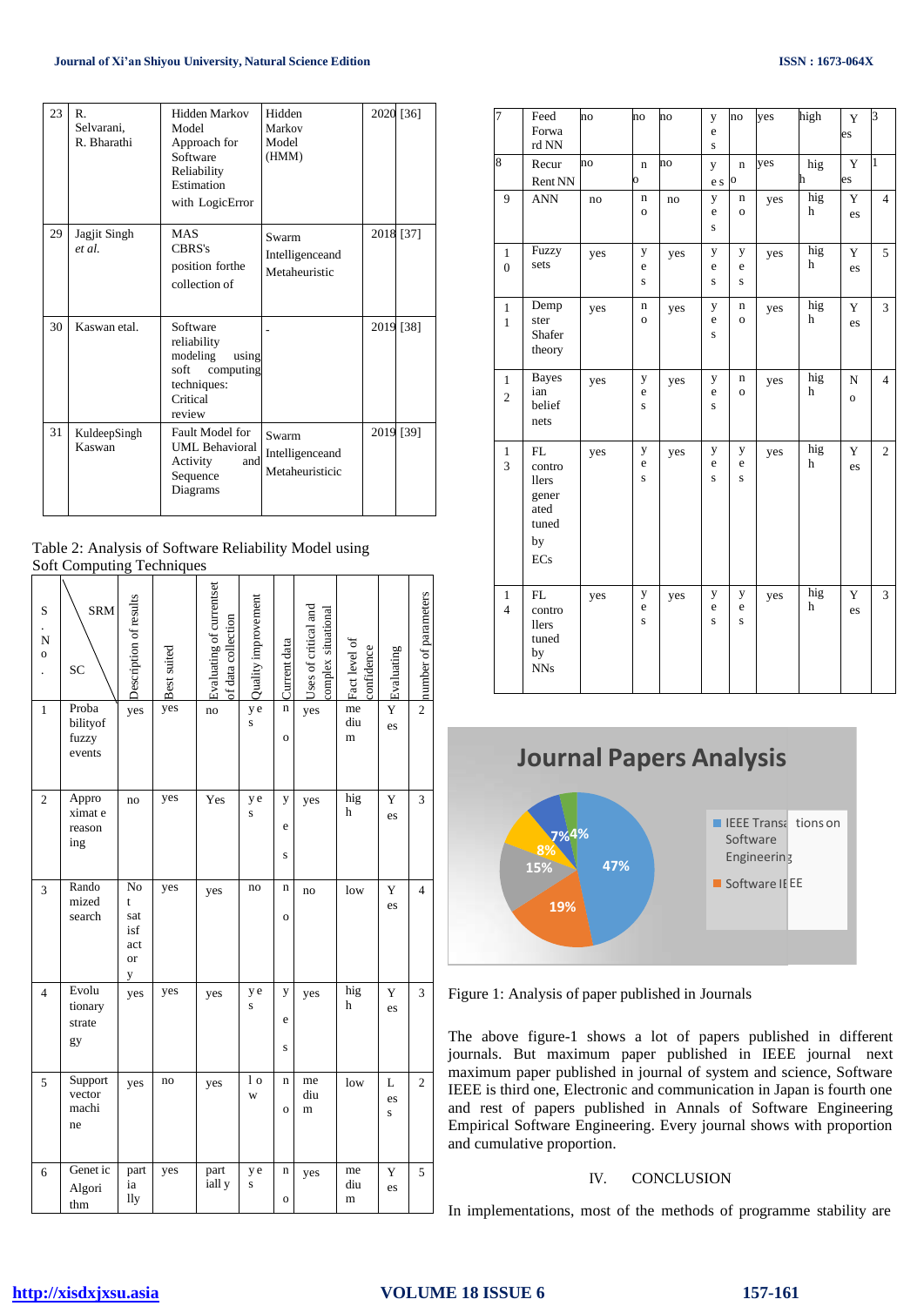| 23 | R. Selvarani, R. Bharathi | Hidden Markov Model Approach for Software Reliability Estimation with LogicError | Hidden Markov Model (HMM) | 2020 | [36] |
|---|---|---|---|---|---|
| 29 | Jagjit Singh *et al.* | MAS CBRS's position forthe collection of | Swarm Intelligenceand Metaheuristic | 2018 | [37] |
| 30 | Kaswan etal. | Software reliability modeling using soft computing techniques: Critical review | - | 2019 | [38] |
| 31 | KuldeepSingh Kaswan | Fault Model for UML Behavioral Activity and Sequence Diagrams | Swarm Intelligenceand Metaheuristicic | 2019 | [39] |

Table 2: Analysis of Software Reliability Model using Soft Computing Techniques

| S. No. | SRM / SC | Description of results | Best suited | Evaluating of currentset of data collection | Quality improvement | Current data | Uses of critical and complex situational | Fact level of confidence | Evaluating | number of parameters |
|---|---|---|---|---|---|---|---|---|---|---|
| 1 | Probabilityof fuzzy events | yes | yes | no | yes | no | yes | medium | Yes | 2 |
| 2 | Approximate reasoning | no | yes | Yes | yes | yes | yes | high | Yes | 3 |
| 3 | Randomized search | Not satisfactory | yes | yes | no | no | no | low | Yes | 4 |
| 4 | Evolutionary strategy | yes | yes | yes | yes | yes | yes | high | Yes | 3 |
| 5 | Support vector machine | yes | no | yes | low | no | medium | low | Less | 2 |
| 6 | Genetic Algorithm | partially | yes | partially | yes | no | yes | medium | Yes | 5 |
| 7 | Feed Forward NN | no | no | no | yes | no | yes | high | Yes | 3 |
| 8 | Recurrent NN | no | no | no | yes | no | yes | high | Yes | 1 |
| 9 | ANN | no | no | no | yes | no | yes | high | Yes | 4 |
| 10 | Fuzzy sets | yes | yes | yes | yes | yes | yes | high | Yes | 5 |
| 11 | Dempster Shafer theory | yes | no | yes | yes | no | yes | high | Yes | 3 |
| 12 | Bayesian belief nets | yes | yes | yes | yes | no | yes | high | No | 4 |
| 13 | FL controllers generated tuned by ECs | yes | yes | yes | yes | yes | yes | high | Yes | 2 |
| 14 | FL controllers tuned by NNs | yes | yes | yes | yes | yes | yes | high | Yes | 3 |

Figure 1: Analysis of paper published in Journals

The above figure-1 shows a lot of papers published in different journals. But maximum paper published in IEEE journal next maximum paper published in journal of system and science, Software IEEE is third one, Electronic and communication in Japan is fourth one and rest of papers published in Annals of Software Engineering Empirical Software Engineering. Every journal shows with proportion and cumulative proportion.

## IV. CONCLUSION

In implementations, most of the methods of programme stability are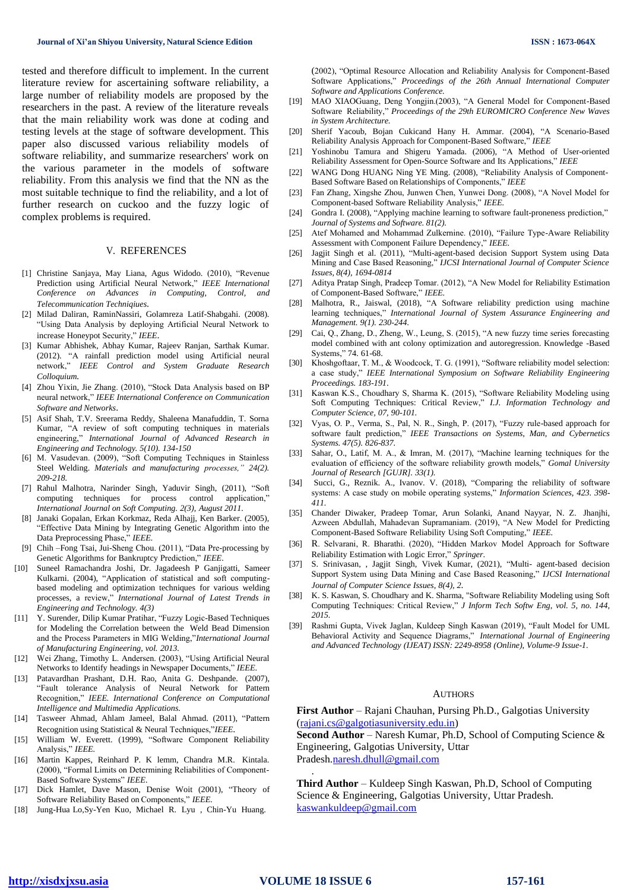tested and therefore difficult to implement. In the current literature review for ascertaining software reliability, a large number of reliability models are proposed by the researchers in the past. A review of the literature reveals that the main reliability work was done at coding and testing levels at the stage of software development. This paper also discussed various reliability models of software reliability, and summarize researchers' work on the various parameter in the models of software reliability. From this analysis we find that the NN as the most suitable technique to find the reliability, and a lot of further research on cuckoo and the fuzzy logic of complex problems is required.

## V. REFERENCES

[1] Christine Sanjaya, May Liana, Agus Widodo. (2010), "Revenue Prediction using Artificial Neural Network," *IEEE International Conference on Advances in Computing, Control, and Telecommunication Techniqiues*.

[2] Milad Daliran, RaminNassiri, Golamreza Latif-Shabgahi. (2008). "Using Data Analysis by deploying Artificial Neural Network to increase Honeypot Security," *IEEE*.

[3] Kumar Abhishek, Abhay Kumar, Rajeev Ranjan, Sarthak Kumar. (2012). "A rainfall prediction model using Artificial neural network," *IEEE Control and System Graduate Research Colloquium.*

[4] Zhou Yixin, Jie Zhang. (2010), "Stock Data Analysis based on BP neural network," *IEEE International Conference on Communication Software and Networks*.

[5] Asif Shah, T.V. Sreerama Reddy, Shaleena Manafuddin, T. Sorna Kumar, "A review of soft computing techniques in materials engineering," *International Journal of Advanced Research in Engineering and Technology. 5(10). 134-150*

[6] M. Vasudevan. (2009), "Soft Computing Techniques in Stainless Steel Welding. *Materials and manufacturing processes," 24(2). 209-218.*

[7] Rahul Malhotra, Narinder Singh, Yaduvir Singh, (2011), "Soft computing techniques for process control application," *International Journal on Soft Computing. 2(3), August 2011.*

[8] Janaki Gopalan, Erkan Korkmaz, Reda Alhajj, Ken Barker. (2005), "Effective Data Mining by Integrating Genetic Algorithm into the Data Preprocessing Phase," *IEEE.*

[9] Chih –Fong Tsai, Jui-Sheng Chou. (2011), "Data Pre-processing by Genetic Algorithms for Bankruptcy Prediction," *IEEE*.

[10] Suneel Ramachandra Joshi, Dr. Jagadeesh P Ganjigatti, Sameer Kulkarni. (2004), "Application of statistical and soft computing-based modeling and optimization techniques for various welding processes, a review," *International Journal of Latest Trends in Engineering and Technology. 4(3)*

[11] Y. Surender, Dilip Kumar Pratihar, "Fuzzy Logic-Based Techniques for Modeling the Correlation between the Weld Bead Dimension and the Process Parameters in MIG Welding,"*International Journal of Manufacturing Engineering, vol. 2013.*

[12] Wei Zhang, Timothy L. Andersen. (2003), "Using Artificial Neural Networks to Identify headings in Newspaper Documents," *IEEE.*

[13] Patavardhan Prashant, D.H. Rao, Anita G. Deshpande. (2007), "Fault tolerance Analysis of Neural Network for Pattern Recognition," *IEEE. International Conference on Computational Intelligence and Multimedia Applications.*

[14] Tasweer Ahmad, Ahlam Jameel, Balal Ahmad. (2011), "Pattern Recognition using Statistical & Neural Techniques,"*IEEE.*

[15] William W. Everett. (1999), "Software Component Reliability Analysis," *IEEE.*

[16] Martin Kappes, Reinhard P. K lemm, Chandra M.R. Kintala. (2000), "Formal Limits on Determining Reliabilities of Component-Based Software Systems" *IEEE*.

[17] Dick Hamlet, Dave Mason, Denise Woit (2001), "Theory of Software Reliability Based on Components," *IEEE.*

[18] Jung-Hua Lo,Sy-Yen Kuo, Michael R. Lyu , Chin-Yu Huang. (2002), "Optimal Resource Allocation and Reliability Analysis for Component-Based Software Applications," *Proceedings of the 26th Annual International Computer Software and Applications Conference.*

[19] MAO XIAOGuang, Deng Yongjin.(2003), "A General Model for Component-Based Software Reliability," *Proceedings of the 29th EUROMICRO Conference New Waves in System Architecture.*

[20] Sherif Yacoub, Bojan Cukicand Hany H. Ammar. (2004), "A Scenario-Based Reliability Analysis Approach for Component-Based Software," *IEEE*

[21] Yoshinobu Tamura and Shigeru Yamada. (2006), "A Method of User-oriented Reliability Assessment for Open-Source Software and Its Applications," *IEEE*

[22] WANG Dong HUANG Ning YE Ming. (2008), "Reliability Analysis of Component-Based Software Based on Relationships of Components," *IEEE*

[23] Fan Zhang, Xingshe Zhou, Junwen Chen, Yunwei Dong. (2008), "A Novel Model for Component-based Software Reliability Analysis," *IEEE.*

[24] Gondra I. (2008), "Applying machine learning to software fault-proneness prediction," *Journal of Systems and Software. 81(2).*

[25] Atef Mohamed and Mohammad Zulkernine. (2010), "Failure Type-Aware Reliability Assessment with Component Failure Dependency," *IEEE.*

[26] Jagjit Singh et al. (2011), "Multi-agent-based decision Support System using Data Mining and Case Based Reasoning," *IJCSI International Journal of Computer Science Issues, 8(4), 1694-0814*

[27] Aditya Pratap Singh, Pradeep Tomar. (2012), "A New Model for Reliability Estimation of Component-Based Software," *IEEE.*

[28] Malhotra, R., Jaiswal, (2018), "A Software reliability prediction using machine learning techniques," *International Journal of System Assurance Engineering and Management. 9(1). 230-244.*

[29] Cai, Q., Zhang, D., Zheng, W., Leung, S. (2015), "A new fuzzy time series forecasting model combined with ant colony optimization and autoregression. Knowledge -Based Systems," 74. 61-68.

[30] Khoshgoftaar, T. M., & Woodcock, T. G. (1991), "Software reliability model selection: a case study," *IEEE International Symposium on Software Reliability Engineering Proceedings. 183-191*.

[31] Kaswan K.S., Choudhary S, Sharma K. (2015), "Software Reliability Modeling using Soft Computing Techniques: Critical Review," *I.J. Information Technology and Computer Science, 07, 90-101.*

[32] Vyas, O. P., Verma, S., Pal, N. R., Singh, P. (2017), "Fuzzy rule-based approach for software fault prediction," *IEEE Transactions on Systems, Man, and Cybernetics Systems. 47(5). 826-837.*

[33] Sahar, O., Latif, M. A., & Imran, M. (2017), "Machine learning techniques for the evaluation of efficiency of the software reliability growth models," *Gomal University Journal of Research [GUJR]. 33(1).*

[34] Succi, G., Reznik. A., Ivanov. V. (2018), "Comparing the reliability of software systems: A case study on mobile operating systems," *Information Sciences, 423. 398-411.*

[35] Chander Diwaker, Pradeep Tomar, Arun Solanki, Anand Nayyar, N. Z. Jhanjhi, Azween Abdullah, Mahadevan Supramaniam. (2019), "A New Model for Predicting Component-Based Software Reliability Using Soft Computing," *IEEE.*

[36] R. Selvarani, R. Bharathi. (2020), "Hidden Markov Model Approach for Software Reliability Estimation with Logic Error," *Springer*.

[37] S. Srinivasan, , Jagjit Singh, Vivek Kumar, (2021), "Multi- agent-based decision Support System using Data Mining and Case Based Reasoning," *IJCSI International Journal of Computer Science Issues, 8(4), 2*.

[38] K. S. Kaswan, S. Choudhary and K. Sharma, "Software Reliability Modeling using Soft Computing Techniques: Critical Review," *J Inform Tech Softw Eng, vol. 5, no. 144, 2015.*

[39] Rashmi Gupta, Vivek Jaglan, Kuldeep Singh Kaswan (2019), "Fault Model for UML Behavioral Activity and Sequence Diagrams," *International Journal of Engineering and Advanced Technology (IJEAT) ISSN: 2249-8958 (Online), Volume-9 Issue-1*.

## AUTHORS

**First Author** – Rajani Chauhan, Pursing Ph.D., Galgotias University (rajani.cs@galgotiasuniversity.edu.in)

**Second Author** – Naresh Kumar, Ph.D, School of Computing Science & Engineering, Galgotias University, Uttar Pradesh.naresh.dhull@gmail.com

**Third Author** – Kuldeep Singh Kaswan, Ph.D, School of Computing Science & Engineering, Galgotias University, Uttar Pradesh. kaswankuldeep@gmail.com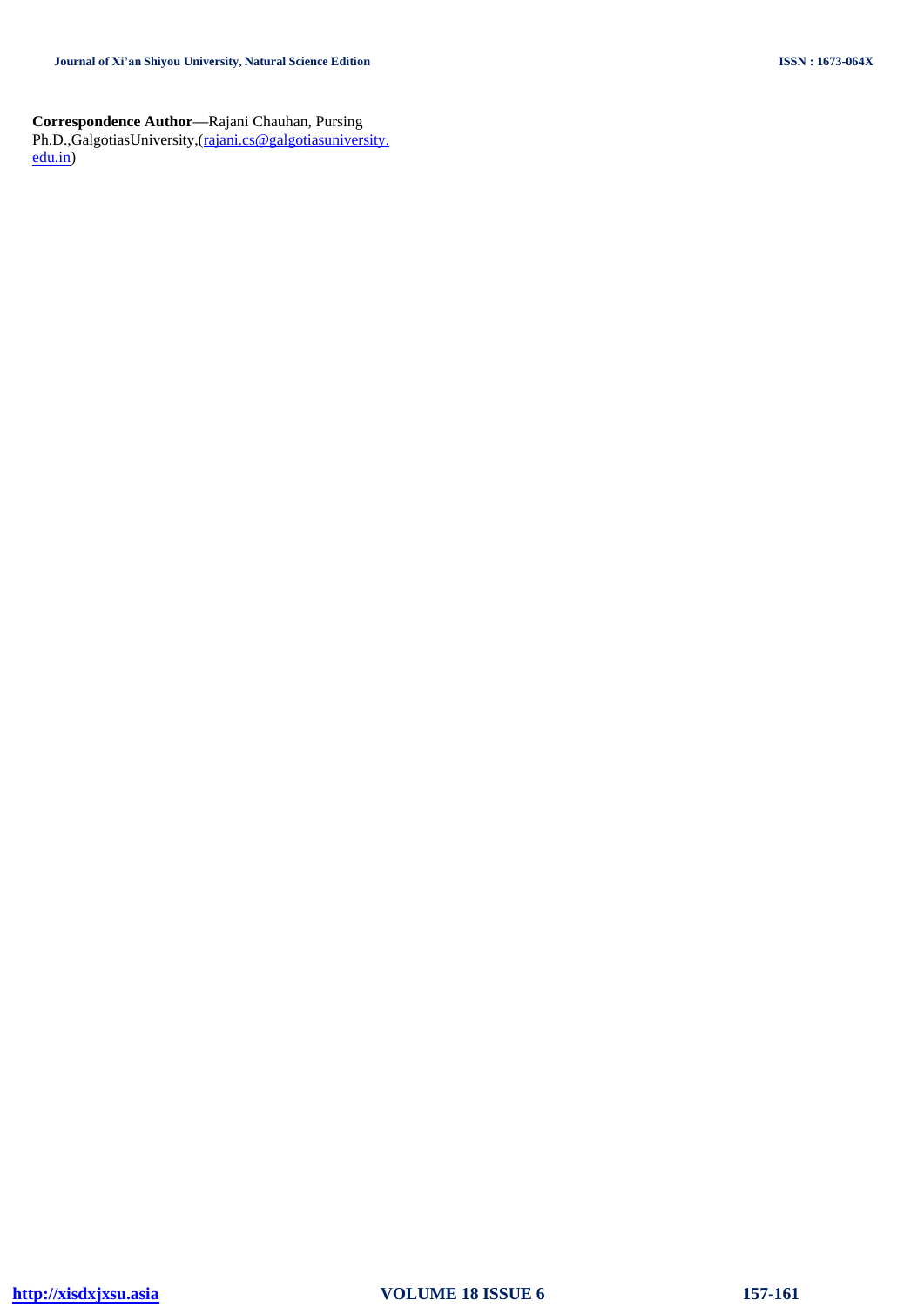**Correspondence Author**—Rajani Chauhan, Pursing Ph.D.,GalgotiasUniversity,(rajani.cs@galgotiasuniversity.edu.in)